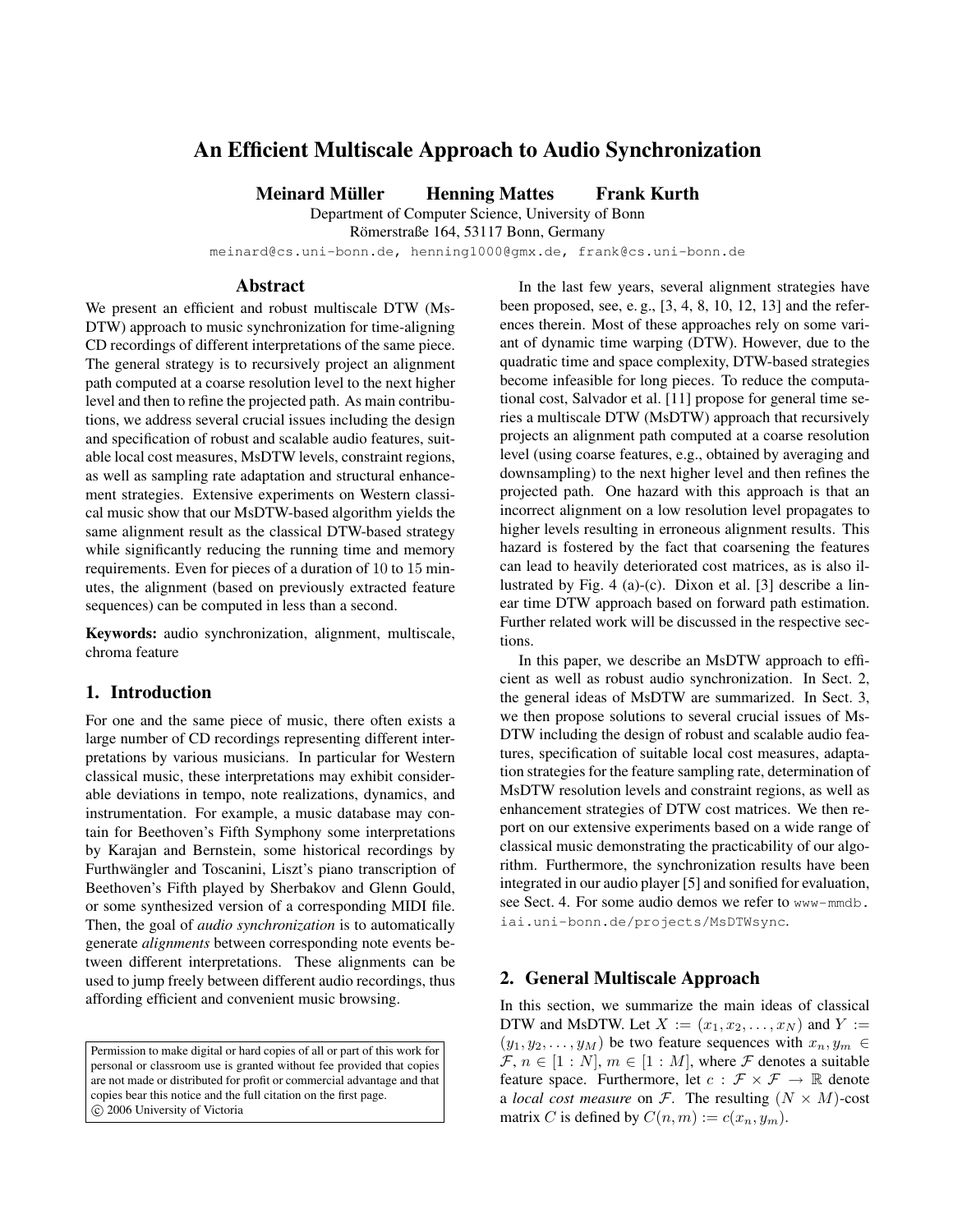# An Efficient Multiscale Approach to Audio Synchronization

**Meinard Müller  Henning Mattes  Frank Kurth**

Department of Computer Science, University of Bonn
Römerstraße 164, 53117 Bonn, Germany
meinard@cs.uni-bonn.de, henning1000@gmx.de, frank@cs.uni-bonn.de

## Abstract

We present an efficient and robust multiscale DTW (MsDTW) approach to music synchronization for time-aligning CD recordings of different interpretations of the same piece. The general strategy is to recursively project an alignment path computed at a coarse resolution level to the next higher level and then to refine the projected path. As main contributions, we address several crucial issues including the design and specification of robust and scalable audio features, suitable local cost measures, MsDTW levels, constraint regions, as well as sampling rate adaptation and structural enhancement strategies. Extensive experiments on Western classical music show that our MsDTW-based algorithm yields the same alignment result as the classical DTW-based strategy while significantly reducing the running time and memory requirements. Even for pieces of a duration of 10 to 15 minutes, the alignment (based on previously extracted feature sequences) can be computed in less than a second.

**Keywords:** audio synchronization, alignment, multiscale, chroma feature

## 1. Introduction

For one and the same piece of music, there often exists a large number of CD recordings representing different interpretations by various musicians. In particular for Western classical music, these interpretations may exhibit considerable deviations in tempo, note realizations, dynamics, and instrumentation. For example, a music database may contain for Beethoven's Fifth Symphony some interpretations by Karajan and Bernstein, some historical recordings by Furthwängler and Toscanini, Liszt's piano transcription of Beethoven's Fifth played by Sherbakov and Glenn Gould, or some synthesized version of a corresponding MIDI file. Then, the goal of *audio synchronization* is to automatically generate *alignments* between corresponding note events between different interpretations. These alignments can be used to jump freely between different audio recordings, thus affording efficient and convenient music browsing.

Permission to make digital or hard copies of all or part of this work for personal or classroom use is granted without fee provided that copies are not made or distributed for profit or commercial advantage and that copies bear this notice and the full citation on the first page.
© 2006 University of Victoria

In the last few years, several alignment strategies have been proposed, see, e. g., [3, 4, 8, 10, 12, 13] and the references therein. Most of these approaches rely on some variant of dynamic time warping (DTW). However, due to the quadratic time and space complexity, DTW-based strategies become infeasible for long pieces. To reduce the computational cost, Salvador et al. [11] propose for general time series a multiscale DTW (MsDTW) approach that recursively projects an alignment path computed at a coarse resolution level (using coarse features, e.g., obtained by averaging and downsampling) to the next higher level and then refines the projected path. One hazard with this approach is that an incorrect alignment on a low resolution level propagates to higher levels resulting in erroneous alignment results. This hazard is fostered by the fact that coarsening the features can lead to heavily deteriorated cost matrices, as is also illustrated by Fig. 4 (a)-(c). Dixon et al. [3] describe a linear time DTW approach based on forward path estimation. Further related work will be discussed in the respective sections.

In this paper, we describe an MsDTW approach to efficient as well as robust audio synchronization. In Sect. 2, the general ideas of MsDTW are summarized. In Sect. 3, we then propose solutions to several crucial issues of MsDTW including the design of robust and scalable audio features, specification of suitable local cost measures, adaptation strategies for the feature sampling rate, determination of MsDTW resolution levels and constraint regions, as well as enhancement strategies of DTW cost matrices. We then report on our extensive experiments based on a wide range of classical music demonstrating the practicability of our algorithm. Furthermore, the synchronization results have been integrated in our audio player [5] and sonified for evaluation, see Sect. 4. For some audio demos we refer to www-mmdb.iai.uni-bonn.de/projects/MsDTWsync.

## 2. General Multiscale Approach

In this section, we summarize the main ideas of classical DTW and MsDTW. Let $X := (x_1, x_2, \ldots, x_N)$ and $Y := (y_1, y_2, \ldots, y_M)$ be two feature sequences with $x_n, y_m \in \mathcal{F}$, $n \in [1 : N]$, $m \in [1 : M]$, where $\mathcal{F}$ denotes a suitable feature space. Furthermore, let $c : \mathcal{F} \times \mathcal{F} \to \mathbb{R}$ denote a *local cost measure* on $\mathcal{F}$. The resulting $(N \times M)$-cost matrix $C$ is defined by $C(n, m) := c(x_n, y_m)$.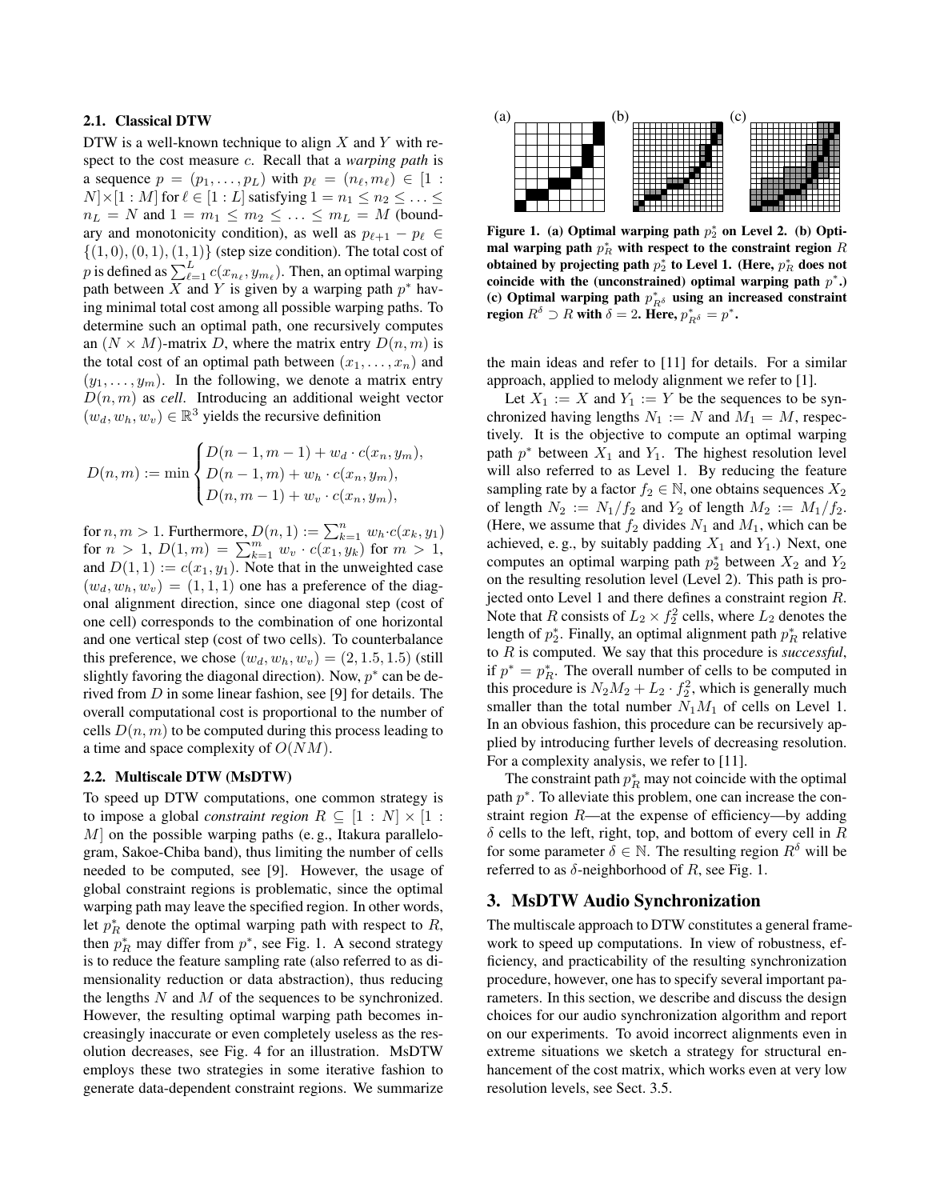### 2.1. Classical DTW

DTW is a well-known technique to align $X$ and $Y$ with respect to the cost measure $c$. Recall that a *warping path* is a sequence $p = (p_1, \ldots, p_L)$ with $p_\ell = (n_\ell, m_\ell) \in [1 : N] \times [1 : M]$ for $\ell \in [1 : L]$ satisfying $1 = n_1 \leq n_2 \leq \ldots \leq n_L = N$ and $1 = m_1 \leq m_2 \leq \ldots \leq m_L = M$ (boundary and monotonicity condition), as well as $p_{\ell+1} - p_\ell \in \{(1,0), (0,1), (1,1)\}$ (step size condition). The total cost of $p$ is defined as $\sum_{\ell=1}^{L} c(x_{n_\ell}, y_{m_\ell})$. Then, an optimal warping path between $X$ and $Y$ is given by a warping path $p^*$ having minimal total cost among all possible warping paths. To determine such an optimal path, one recursively computes an $(N \times M)$-matrix $D$, where the matrix entry $D(n,m)$ is the total cost of an optimal path between $(x_1, \ldots, x_n)$ and $(y_1, \ldots, y_m)$. In the following, we denote a matrix entry $D(n,m)$ as *cell*. Introducing an additional weight vector $(w_d, w_h, w_v) \in \mathbb{R}^3$ yields the recursive definition

$$D(n,m) := \min \begin{cases} D(n-1, m-1) + w_d \cdot c(x_n, y_m), \\ D(n-1, m) + w_h \cdot c(x_n, y_m), \\ D(n, m-1) + w_v \cdot c(x_n, y_m), \end{cases}$$

for $n, m > 1$. Furthermore, $D(n,1) := \sum_{k=1}^{n} w_h \cdot c(x_k, y_1)$ for $n > 1$, $D(1,m) = \sum_{k=1}^{m} w_v \cdot c(x_1, y_k)$ for $m > 1$, and $D(1,1) := c(x_1, y_1)$. Note that in the unweighted case $(w_d, w_h, w_v) = (1,1,1)$ one has a preference of the diagonal alignment direction, since one diagonal step (cost of one cell) corresponds to the combination of one horizontal and one vertical step (cost of two cells). To counterbalance this preference, we chose $(w_d, w_h, w_v) = (2, 1.5, 1.5)$ (still slightly favoring the diagonal direction). Now, $p^*$ can be derived from $D$ in some linear fashion, see [9] for details. The overall computational cost is proportional to the number of cells $D(n,m)$ to be computed during this process leading to a time and space complexity of $O(NM)$.

### 2.2. Multiscale DTW (MsDTW)

To speed up DTW computations, one common strategy is to impose a global *constraint region* $R \subseteq [1 : N] \times [1 : M]$ on the possible warping paths (e.g., Itakura parallelogram, Sakoe-Chiba band), thus limiting the number of cells needed to be computed, see [9]. However, the usage of global constraint regions is problematic, since the optimal warping path may leave the specified region. In other words, let $p_R^*$ denote the optimal warping path with respect to $R$, then $p_R^*$ may differ from $p^*$, see Fig. 1. A second strategy is to reduce the feature sampling rate (also referred to as dimensionality reduction or data abstraction), thus reducing the lengths $N$ and $M$ of the sequences to be synchronized. However, the resulting optimal warping path becomes increasingly inaccurate or even completely useless as the resolution decreases, see Fig. 4 for an illustration. MsDTW employs these two strategies in some iterative fashion to generate data-dependent constraint regions. We summarize the main ideas and refer to [11] for details. For a similar approach, applied to melody alignment we refer to [1].

**Figure 1. (a) Optimal warping path $p_2^*$ on Level 2. (b) Optimal warping path $p_R^*$ with respect to the constraint region $R$ obtained by projecting path $p_2^*$ to Level 1. (Here, $p_R^*$ does not coincide with the (unconstrained) optimal warping path $p^*$.) (c) Optimal warping path $p_{R^\delta}^*$ using an increased constraint region $R^\delta \supset R$ with $\delta = 2$. Here, $p_{R^\delta}^* = p^*$.**

Let $X_1 := X$ and $Y_1 := Y$ be the sequences to be synchronized having lengths $N_1 := N$ and $M_1 = M$, respectively. It is the objective to compute an optimal warping path $p^*$ between $X_1$ and $Y_1$. The highest resolution level will also referred to as Level 1. By reducing the feature sampling rate by a factor $f_2 \in \mathbb{N}$, one obtains sequences $X_2$ of length $N_2 := N_1/f_2$ and $Y_2$ of length $M_2 := M_1/f_2$. (Here, we assume that $f_2$ divides $N_1$ and $M_1$, which can be achieved, e.g., by suitably padding $X_1$ and $Y_1$.) Next, one computes an optimal warping path $p_2^*$ between $X_2$ and $Y_2$ on the resulting resolution level (Level 2). This path is projected onto Level 1 and there defines a constraint region $R$. Note that $R$ consists of $L_2 \times f_2^2$ cells, where $L_2$ denotes the length of $p_2^*$. Finally, an optimal alignment path $p_R^*$ relative to $R$ is computed. We say that this procedure is *successful*, if $p^* = p_R^*$. The overall number of cells to be computed in this procedure is $N_2 M_2 + L_2 \cdot f_2^2$, which is generally much smaller than the total number $N_1 M_1$ of cells on Level 1. In an obvious fashion, this procedure can be recursively applied by introducing further levels of decreasing resolution. For a complexity analysis, we refer to [11].

The constraint path $p_R^*$ may not coincide with the optimal path $p^*$. To alleviate this problem, one can increase the constraint region $R$—at the expense of efficiency—by adding $\delta$ cells to the left, right, top, and bottom of every cell in $R$ for some parameter $\delta \in \mathbb{N}$. The resulting region $R^\delta$ will be referred to as $\delta$-neighborhood of $R$, see Fig. 1.

## 3. MsDTW Audio Synchronization

The multiscale approach to DTW constitutes a general framework to speed up computations. In view of robustness, efficiency, and practicability of the resulting synchronization procedure, however, one has to specify several important parameters. In this section, we describe and discuss the design choices for our audio synchronization algorithm and report on our experiments. To avoid incorrect alignments even in extreme situations we sketch a strategy for structural enhancement of the cost matrix, which works even at very low resolution levels, see Sect. 3.5.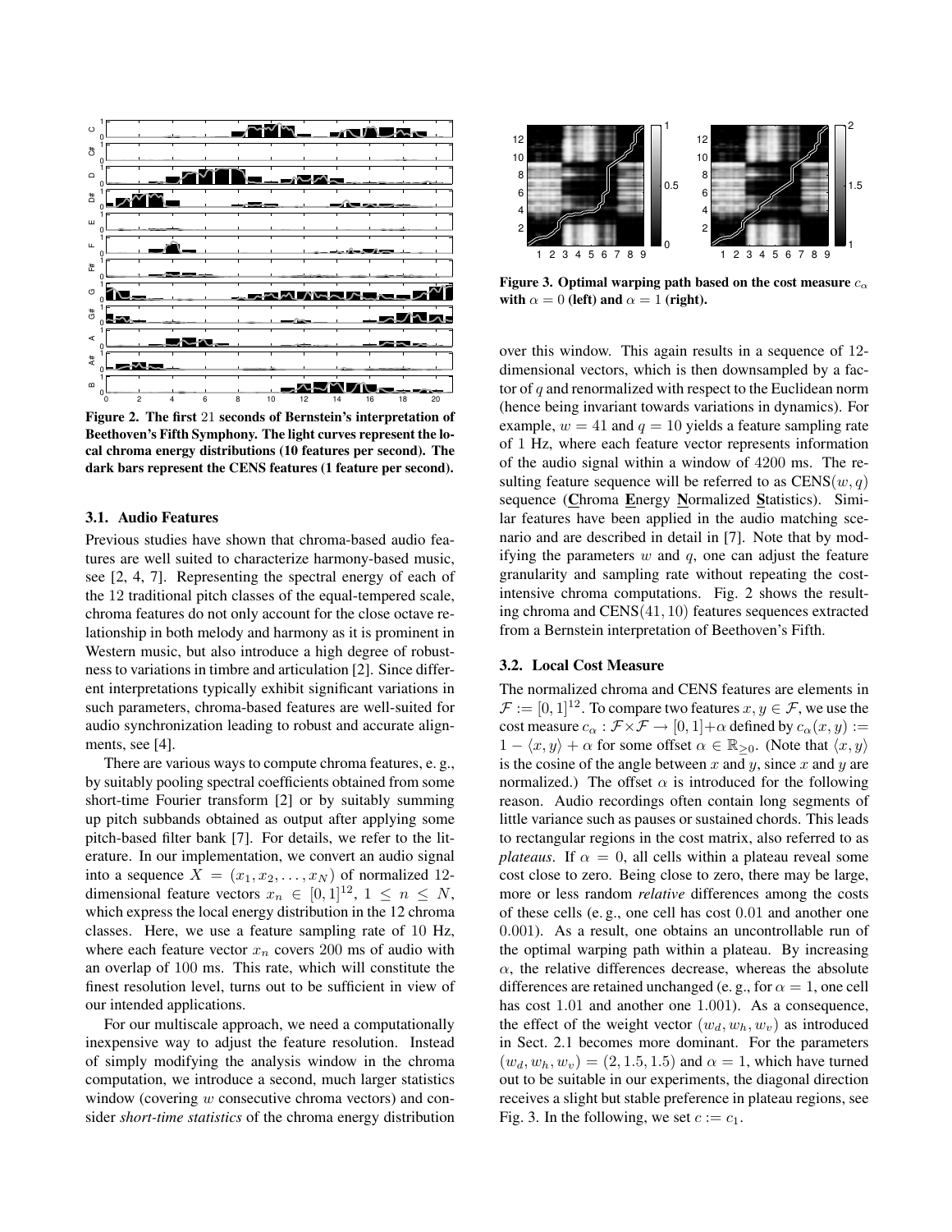Figure 2. The first 21 seconds of Bernstein's interpretation of Beethoven's Fifth Symphony. The light curves represent the local chroma energy distributions (10 features per second). The dark bars represent the CENS features (1 feature per second).

### 3.1. Audio Features

Previous studies have shown that chroma-based audio features are well suited to characterize harmony-based music, see [2, 4, 7]. Representing the spectral energy of each of the 12 traditional pitch classes of the equal-tempered scale, chroma features do not only account for the close octave relationship in both melody and harmony as it is prominent in Western music, but also introduce a high degree of robustness to variations in timbre and articulation [2]. Since different interpretations typically exhibit significant variations in such parameters, chroma-based features are well-suited for audio synchronization leading to robust and accurate alignments, see [4].

There are various ways to compute chroma features, e. g., by suitably pooling spectral coefficients obtained from some short-time Fourier transform [2] or by suitably summing up pitch subbands obtained as output after applying some pitch-based filter bank [7]. For details, we refer to the literature. In our implementation, we convert an audio signal into a sequence $X = (x_1, x_2, \ldots, x_N)$ of normalized 12-dimensional feature vectors $x_n \in [0,1]^{12}$, $1 \leq n \leq N$, which express the local energy distribution in the 12 chroma classes. Here, we use a feature sampling rate of 10 Hz, where each feature vector $x_n$ covers 200 ms of audio with an overlap of 100 ms. This rate, which will constitute the finest resolution level, turns out to be sufficient in view of our intended applications.

For our multiscale approach, we need a computationally inexpensive way to adjust the feature resolution. Instead of simply modifying the analysis window in the chroma computation, we introduce a second, much larger statistics window (covering $w$ consecutive chroma vectors) and consider *short-time statistics* of the chroma energy distribution over this window. This again results in a sequence of 12-dimensional vectors, which is then downsampled by a factor of $q$ and renormalized with respect to the Euclidean norm (hence being invariant towards variations in dynamics). For example, $w = 41$ and $q = 10$ yields a feature sampling rate of 1 Hz, where each feature vector represents information of the audio signal within a window of 4200 ms. The resulting feature sequence will be referred to as $\text{CENS}(w, q)$ sequence (**C**hroma **E**nergy **N**ormalized **S**tatistics). Similar features have been applied in the audio matching scenario and are described in detail in [7]. Note that by modifying the parameters $w$ and $q$, one can adjust the feature granularity and sampling rate without repeating the cost-intensive chroma computations. Fig. 2 shows the resulting chroma and $\text{CENS}(41, 10)$ features sequences extracted from a Bernstein interpretation of Beethoven's Fifth.

Figure 3. Optimal warping path based on the cost measure $c_\alpha$ with $\alpha = 0$ (left) and $\alpha = 1$ (right).

### 3.2. Local Cost Measure

The normalized chroma and CENS features are elements in $\mathcal{F} := [0,1]^{12}$. To compare two features $x, y \in \mathcal{F}$, we use the cost measure $c_\alpha : \mathcal{F} \times \mathcal{F} \to [0,1] + \alpha$ defined by $c_\alpha(x, y) := 1 - \langle x, y \rangle + \alpha$ for some offset $\alpha \in \mathbb{R}_{\geq 0}$. (Note that $\langle x, y \rangle$ is the cosine of the angle between $x$ and $y$, since $x$ and $y$ are normalized.) The offset $\alpha$ is introduced for the following reason. Audio recordings often contain long segments of little variance such as pauses or sustained chords. This leads to rectangular regions in the cost matrix, also referred to as *plateaus*. If $\alpha = 0$, all cells within a plateau reveal some cost close to zero. Being close to zero, there may be large, more or less random *relative* differences among the costs of these cells (e. g., one cell has cost 0.01 and another one 0.001). As a result, one obtains an uncontrollable run of the optimal warping path within a plateau. By increasing $\alpha$, the relative differences decrease, whereas the absolute differences are retained unchanged (e. g., for $\alpha = 1$, one cell has cost 1.01 and another one 1.001). As a consequence, the effect of the weight vector $(w_d, w_h, w_v)$ as introduced in Sect. 2.1 becomes more dominant. For the parameters $(w_d, w_h, w_v) = (2, 1.5, 1.5)$ and $\alpha = 1$, which have turned out to be suitable in our experiments, the diagonal direction receives a slight but stable preference in plateau regions, see Fig. 3. In the following, we set $c := c_1$.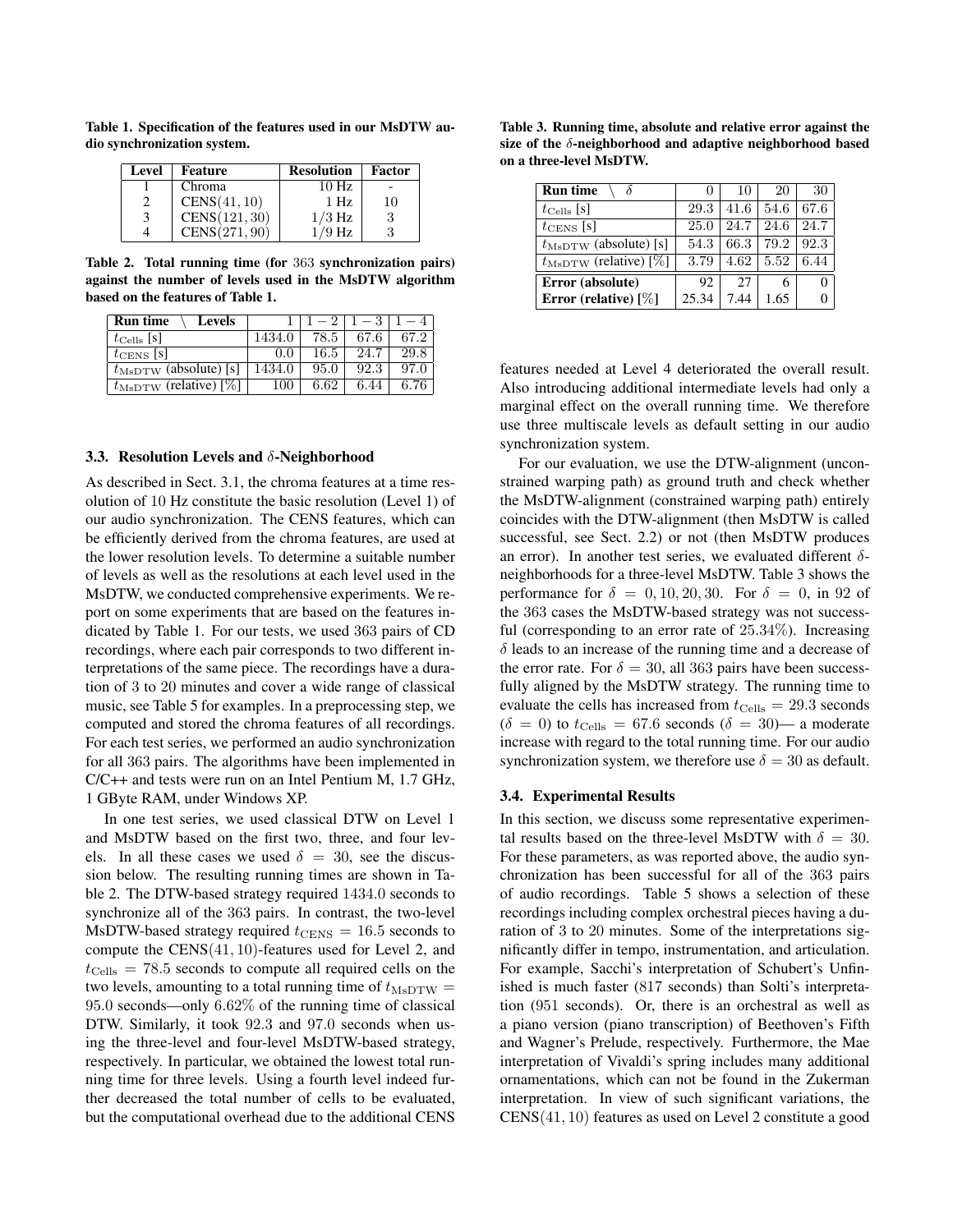**Table 1. Specification of the features used in our MsDTW audio synchronization system.**

| Level | Feature | Resolution | Factor |
|---|---|---|---|
| 1 | Chroma | 10 Hz | - |
| 2 | CENS$(41, 10)$ | 1 Hz | 10 |
| 3 | CENS$(121, 30)$ | $1/3$ Hz | 3 |
| 4 | CENS$(271, 90)$ | $1/9$ Hz | 3 |

**Table 2. Total running time (for 363 synchronization pairs) against the number of levels used in the MsDTW algorithm based on the features of Table 1.**

| Run time \ Levels | 1 | $1-2$ | $1-3$ | $1-4$ |
|---|---|---|---|---|
| $t_{\text{Cells}}$ [s] | 1434.0 | 78.5 | 67.6 | 67.2 |
| $t_{\text{CENS}}$ [s] | 0.0 | 16.5 | 24.7 | 29.8 |
| $t_{\text{MsDTW}}$ (absolute) [s] | 1434.0 | 95.0 | 92.3 | 97.0 |
| $t_{\text{MsDTW}}$ (relative) [%] | 100 | 6.62 | 6.44 | 6.76 |

### 3.3. Resolution Levels and $\delta$-Neighborhood

As described in Sect. 3.1, the chroma features at a time resolution of 10 Hz constitute the basic resolution (Level 1) of our audio synchronization. The CENS features, which can be efficiently derived from the chroma features, are used at the lower resolution levels. To determine a suitable number of levels as well as the resolutions at each level used in the MsDTW, we conducted comprehensive experiments. We report on some experiments that are based on the features indicated by Table 1. For our tests, we used 363 pairs of CD recordings, where each pair corresponds to two different interpretations of the same piece. The recordings have a duration of 3 to 20 minutes and cover a wide range of classical music, see Table 5 for examples. In a preprocessing step, we computed and stored the chroma features of all recordings. For each test series, we performed an audio synchronization for all 363 pairs. The algorithms have been implemented in C/C++ and tests were run on an Intel Pentium M, 1.7 GHz, 1 GByte RAM, under Windows XP.

In one test series, we used classical DTW on Level 1 and MsDTW based on the first two, three, and four levels. In all these cases we used $\delta = 30$, see the discussion below. The resulting running times are shown in Table 2. The DTW-based strategy required 1434.0 seconds to synchronize all of the 363 pairs. In contrast, the two-level MsDTW-based strategy required $t_{\text{CENS}} = 16.5$ seconds to compute the CENS$(41, 10)$-features used for Level 2, and $t_{\text{Cells}} = 78.5$ seconds to compute all required cells on the two levels, amounting to a total running time of $t_{\text{MsDTW}} = 95.0$ seconds—only 6.62% of the running time of classical DTW. Similarly, it took 92.3 and 97.0 seconds when using the three-level and four-level MsDTW-based strategy, respectively. In particular, we obtained the lowest total running time for three levels. Using a fourth level indeed further decreased the total number of cells to be evaluated, but the computational overhead due to the additional CENS features needed at Level 4 deteriorated the overall result. Also introducing additional intermediate levels had only a marginal effect on the overall running time. We therefore use three multiscale levels as default setting in our audio synchronization system.

**Table 3. Running time, absolute and relative error against the size of the $\delta$-neighborhood and adaptive neighborhood based on a three-level MsDTW.**

| Run time \ $\delta$ | 0 | 10 | 20 | 30 |
|---|---|---|---|---|
| $t_{\text{Cells}}$ [s] | 29.3 | 41.6 | 54.6 | 67.6 |
| $t_{\text{CENS}}$ [s] | 25.0 | 24.7 | 24.6 | 24.7 |
| $t_{\text{MsDTW}}$ (absolute) [s] | 54.3 | 66.3 | 79.2 | 92.3 |
| $t_{\text{MsDTW}}$ (relative) [%] | 3.79 | 4.62 | 5.52 | 6.44 |
| **Error (absolute)** | 92 | 27 | 6 | 0 |
| **Error (relative)** [%] | 25.34 | 7.44 | 1.65 | 0 |

For our evaluation, we use the DTW-alignment (unconstrained warping path) as ground truth and check whether the MsDTW-alignment (constrained warping path) entirely coincides with the DTW-alignment (then MsDTW is called successful, see Sect. 2.2) or not (then MsDTW produces an error). In another test series, we evaluated different $\delta$-neighborhoods for a three-level MsDTW. Table 3 shows the performance for $\delta = 0, 10, 20, 30$. For $\delta = 0$, in 92 of the 363 cases the MsDTW-based strategy was not successful (corresponding to an error rate of 25.34%). Increasing $\delta$ leads to an increase of the running time and a decrease of the error rate. For $\delta = 30$, all 363 pairs have been successfully aligned by the MsDTW strategy. The running time to evaluate the cells has increased from $t_{\text{Cells}} = 29.3$ seconds ($\delta = 0$) to $t_{\text{Cells}} = 67.6$ seconds ($\delta = 30$)— a moderate increase with regard to the total running time. For our audio synchronization system, we therefore use $\delta = 30$ as default.

### 3.4. Experimental Results

In this section, we discuss some representative experimental results based on the three-level MsDTW with $\delta = 30$. For these parameters, as was reported above, the audio synchronization has been successful for all of the 363 pairs of audio recordings. Table 5 shows a selection of these recordings including complex orchestral pieces having a duration of 3 to 20 minutes. Some of the interpretations significantly differ in tempo, instrumentation, and articulation. For example, Sacchi's interpretation of Schubert's Unfinished is much faster (817 seconds) than Solti's interpretation (951 seconds). Or, there is an orchestral as well as a piano version (piano transcription) of Beethoven's Fifth and Wagner's Prelude, respectively. Furthermore, the Mae interpretation of Vivaldi's spring includes many additional ornamentations, which can not be found in the Zukerman interpretation. In view of such significant variations, the CENS$(41, 10)$ features as used on Level 2 constitute a good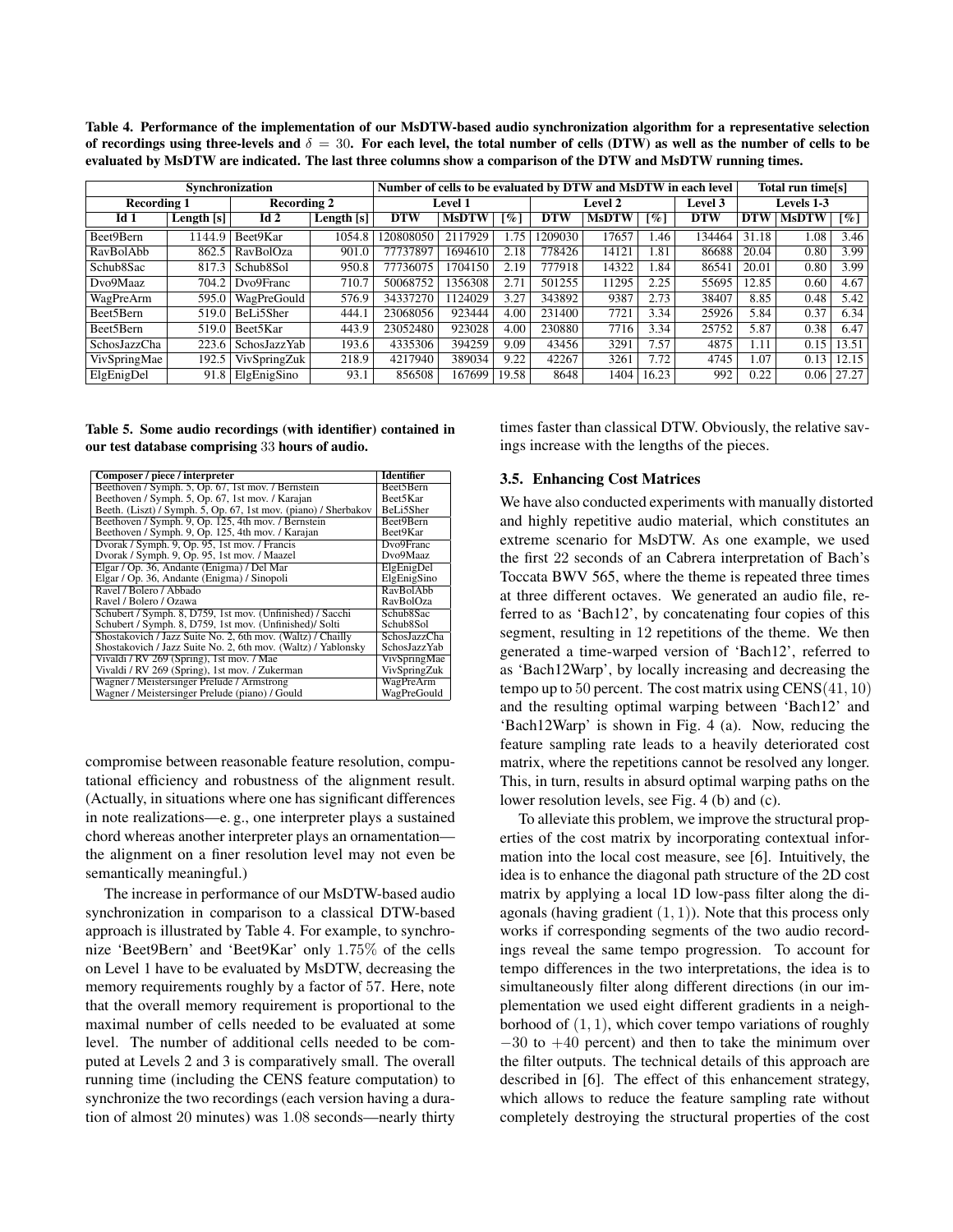**Table 4. Performance of the implementation of our MsDTW-based audio synchronization algorithm for a representative selection of recordings using three-levels and $\delta = 30$. For each level, the total number of cells (DTW) as well as the number of cells to be evaluated by MsDTW are indicated. The last three columns show a comparison of the DTW and MsDTW running times.**

| Synchronization | | | | Number of cells to be evaluated by DTW and MsDTW in each level | | | | | | | Total run time[s] | | |
|---|---|---|---|---|---|---|---|---|---|---|---|---|---|
| Recording 1 | | Recording 2 | | Level 1 | | | Level 2 | | | Level 3 | Levels 1-3 | | |
| Id 1 | Length [s] | Id 2 | Length [s] | DTW | MsDTW | [%] | DTW | MsDTW | [%] | DTW | DTW | MsDTW | [%] |
| Beet9Bern | 1144.9 | Beet9Kar | 1054.8 | 120808050 | 2117929 | 1.75 | 1209030 | 17657 | 1.46 | 134464 | 31.18 | 1.08 | 3.46 |
| RavBolAbb | 862.5 | RavBolOza | 901.0 | 77737897 | 1694610 | 2.18 | 778426 | 14121 | 1.81 | 86688 | 20.04 | 0.80 | 3.99 |
| Schub8Sac | 817.3 | Schub8Sol | 950.8 | 77736075 | 1704150 | 2.19 | 777918 | 14322 | 1.84 | 86541 | 20.01 | 0.80 | 3.99 |
| Dvo9Maaz | 704.2 | Dvo9Franc | 710.7 | 50068752 | 1356308 | 2.71 | 501255 | 11295 | 2.25 | 55695 | 12.85 | 0.60 | 4.67 |
| WagPreArm | 595.0 | WagPreGould | 576.9 | 34337270 | 1124029 | 3.27 | 343892 | 9387 | 2.73 | 38407 | 8.85 | 0.48 | 5.42 |
| Beet5Bern | 519.0 | BeLi5Sher | 444.1 | 23068056 | 923444 | 4.00 | 231400 | 7721 | 3.34 | 25926 | 5.84 | 0.37 | 6.34 |
| Beet5Bern | 519.0 | Beet5Kar | 443.9 | 23052480 | 923028 | 4.00 | 230880 | 7716 | 3.34 | 25752 | 5.87 | 0.38 | 6.47 |
| SchosJazzCha | 223.6 | SchosJazzYab | 193.6 | 4335306 | 394259 | 9.09 | 43456 | 3291 | 7.57 | 4875 | 1.11 | 0.15 | 13.51 |
| VivSpringMae | 192.5 | VivSpringZuk | 218.9 | 4217940 | 389034 | 9.22 | 42267 | 3261 | 7.72 | 4745 | 1.07 | 0.13 | 12.15 |
| ElgEnigDel | 91.8 | ElgEnigSino | 93.1 | 856508 | 167699 | 19.58 | 8648 | 1404 | 16.23 | 992 | 0.22 | 0.06 | 27.27 |

**Table 5. Some audio recordings (with identifier) contained in our test database comprising 33 hours of audio.**

| Composer / piece / interpreter | Identifier |
|---|---|
| Beethoven / Symph. 5, Op. 67, 1st mov. / Bernstein | Beet5Bern |
| Beethoven / Symph. 5, Op. 67, 1st mov. / Karajan | Beet5Kar |
| Beeth. (Liszt) / Symph. 5, Op. 67, 1st mov. (piano) / Sherbakov | BeLi5Sher |
| Beethoven / Symph. 9, Op. 125, 4th mov. / Bernstein | Beet9Bern |
| Beethoven / Symph. 9, Op. 125, 4th mov. / Karajan | Beet9Kar |
| Dvorak / Symph. 9, Op. 95, 1st mov. / Francis | Dvo9Franc |
| Dvorak / Symph. 9, Op. 95, 1st mov. / Maazel | Dvo9Maaz |
| Elgar / Op. 36, Andante (Enigma) / Del Mar | ElgEnigDel |
| Elgar / Op. 36, Andante (Enigma) / Sinopoli | ElgEnigSino |
| Ravel / Bolero / Abbado | RavBolAbb |
| Ravel / Bolero / Ozawa | RavBolOza |
| Schubert / Symph. 8, D759, 1st mov. (Unfinished) / Sacchi | Schub8Sac |
| Schubert / Symph. 8, D759, 1st mov. (Unfinished)/ Solti | Schub8Sol |
| Shostakovich / Jazz Suite No. 2, 6th mov. (Waltz) / Chailly | SchosJazzCha |
| Shostakovich / Jazz Suite No. 2, 6th mov. (Waltz) / Yablonsky | SchosJazzYab |
| Vivaldi / RV 269 (Spring), 1st mov. / Mae | VivSpringMae |
| Vivaldi / RV 269 (Spring), 1st mov. / Zukerman | VivSpringZuk |
| Wagner / Meistersinger Prelude / Armstrong | WagPreArm |
| Wagner / Meistersinger Prelude (piano) / Gould | WagPreGould |

compromise between reasonable feature resolution, computational efficiency and robustness of the alignment result. (Actually, in situations where one has significant differences in note realizations—e. g., one interpreter plays a sustained chord whereas another interpreter plays an ornamentation—the alignment on a finer resolution level may not even be semantically meaningful.)

The increase in performance of our MsDTW-based audio synchronization in comparison to a classical DTW-based approach is illustrated by Table 4. For example, to synchronize 'Beet9Bern' and 'Beet9Kar' only $1.75\%$ of the cells on Level 1 have to be evaluated by MsDTW, decreasing the memory requirements roughly by a factor of 57. Here, note that the overall memory requirement is proportional to the maximal number of cells needed to be evaluated at some level. The number of additional cells needed to be computed at Levels 2 and 3 is comparatively small. The overall running time (including the CENS feature computation) to synchronize the two recordings (each version having a duration of almost 20 minutes) was 1.08 seconds—nearly thirty times faster than classical DTW. Obviously, the relative savings increase with the lengths of the pieces.

### 3.5. Enhancing Cost Matrices

We have also conducted experiments with manually distorted and highly repetitive audio material, which constitutes an extreme scenario for MsDTW. As one example, we used the first 22 seconds of an Cabrera interpretation of Bach's Toccata BWV 565, where the theme is repeated three times at three different octaves. We generated an audio file, referred to as 'Bach12', by concatenating four copies of this segment, resulting in 12 repetitions of the theme. We then generated a time-warped version of 'Bach12', referred to as 'Bach12Warp', by locally increasing and decreasing the tempo up to 50 percent. The cost matrix using $\mathrm{CENS}(41, 10)$ and the resulting optimal warping between 'Bach12' and 'Bach12Warp' is shown in Fig. 4 (a). Now, reducing the feature sampling rate leads to a heavily deteriorated cost matrix, where the repetitions cannot be resolved any longer. This, in turn, results in absurd optimal warping paths on the lower resolution levels, see Fig. 4 (b) and (c).

To alleviate this problem, we improve the structural properties of the cost matrix by incorporating contextual information into the local cost measure, see [6]. Intuitively, the idea is to enhance the diagonal path structure of the 2D cost matrix by applying a local 1D low-pass filter along the diagonals (having gradient $(1, 1)$). Note that this process only works if corresponding segments of the two audio recordings reveal the same tempo progression. To account for tempo differences in the two interpretations, the idea is to simultaneously filter along different directions (in our implementation we used eight different gradients in a neighborhood of $(1, 1)$, which cover tempo variations of roughly $-30$ to $+40$ percent) and then to take the minimum over the filter outputs. The technical details of this approach are described in [6]. The effect of this enhancement strategy, which allows to reduce the feature sampling rate without completely destroying the structural properties of the cost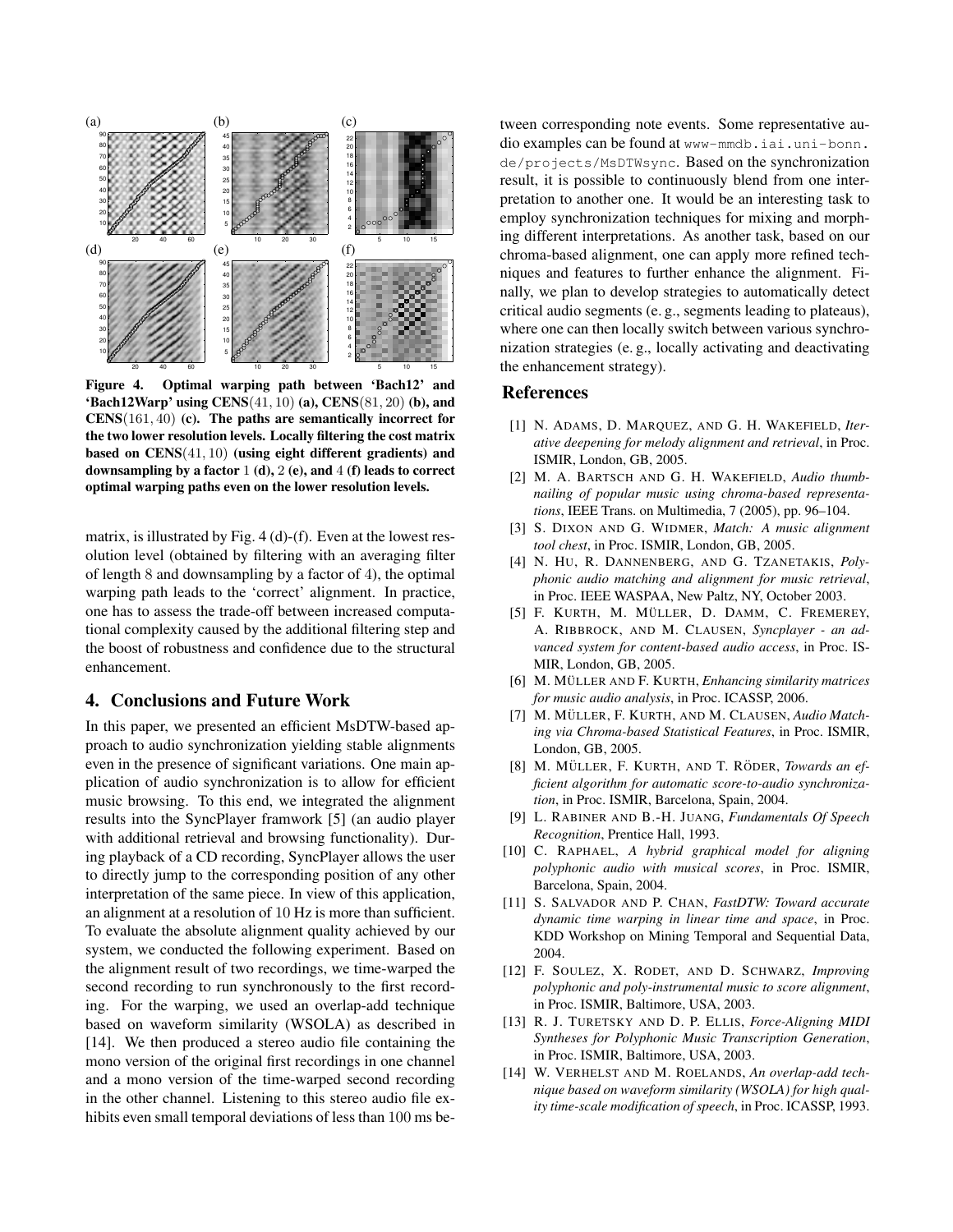(a)
90
80
70
60
50
40
30
20
10
20 40 60

(b)
45
40
35
30
25
20
15
10
5
10 20 30

(c)
22
20
18
16
14
12
10
8
6
4
2
5 10 15

(d)
90
80
70
60
50
40
30
20
10
20 40 60

(e)
45
40
35
30
25
20
15
10
5
10 20 30

(f)
22
20
18
16
14
12
10
8
6
4
2
5 10 15

**Figure 4. Optimal warping path between 'Bach12' and 'Bach12Warp' using CENS$(41, 10)$ (a), CENS$(81, 20)$ (b), and CENS$(161, 40)$ (c). The paths are semantically incorrect for the two lower resolution levels. Locally filtering the cost matrix based on CENS$(41, 10)$ (using eight different gradients) and downsampling by a factor $1$ (d), $2$ (e), and $4$ (f) leads to correct optimal warping paths even on the lower resolution levels.**

matrix, is illustrated by Fig. 4 (d)-(f). Even at the lowest resolution level (obtained by filtering with an averaging filter of length $8$ and downsampling by a factor of $4$), the optimal warping path leads to the 'correct' alignment. In practice, one has to assess the trade-off between increased computational complexity caused by the additional filtering step and the boost of robustness and confidence due to the structural enhancement.

## 4. Conclusions and Future Work

In this paper, we presented an efficient MsDTW-based approach to audio synchronization yielding stable alignments even in the presence of significant variations. One main application of audio synchronization is to allow for efficient music browsing. To this end, we integrated the alignment results into the SyncPlayer framwork [5] (an audio player with additional retrieval and browsing functionality). During playback of a CD recording, SyncPlayer allows the user to directly jump to the corresponding position of any other interpretation of the same piece. In view of this application, an alignment at a resolution of $10$ Hz is more than sufficient. To evaluate the absolute alignment quality achieved by our system, we conducted the following experiment. Based on the alignment result of two recordings, we time-warped the second recording to run synchronously to the first recording. For the warping, we used an overlap-add technique based on waveform similarity (WSOLA) as described in [14]. We then produced a stereo audio file containing the mono version of the original first recordings in one channel and a mono version of the time-warped second recording in the other channel. Listening to this stereo audio file exhibits even small temporal deviations of less than $100$ ms between corresponding note events. Some representative audio examples can be found at `www-mmdb.iai.uni-bonn.de/projects/MsDTWsync`. Based on the synchronization result, it is possible to continuously blend from one interpretation to another one. It would be an interesting task to employ synchronization techniques for mixing and morphing different interpretations. As another task, based on our chroma-based alignment, one can apply more refined techniques and features to further enhance the alignment. Finally, we plan to develop strategies to automatically detect critical audio segments (e. g., segments leading to plateaus), where one can then locally switch between various synchronization strategies (e. g., locally activating and deactivating the enhancement strategy).

## References

[1] N. Adams, D. Marquez, and G. H. Wakefield, *Iterative deepening for melody alignment and retrieval*, in Proc. ISMIR, London, GB, 2005.

[2] M. A. Bartsch and G. H. Wakefield, *Audio thumbnailing of popular music using chroma-based representations*, IEEE Trans. on Multimedia, 7 (2005), pp. 96–104.

[3] S. Dixon and G. Widmer, *Match: A music alignment tool chest*, in Proc. ISMIR, London, GB, 2005.

[4] N. Hu, R. Dannenberg, and G. Tzanetakis, *Polyphonic audio matching and alignment for music retrieval*, in Proc. IEEE WASPAA, New Paltz, NY, October 2003.

[5] F. Kurth, M. Müller, D. Damm, C. Fremerey, A. Ribbrock, and M. Clausen, *Syncplayer - an advanced system for content-based audio access*, in Proc. ISMIR, London, GB, 2005.

[6] M. Müller and F. Kurth, *Enhancing similarity matrices for music audio analysis*, in Proc. ICASSP, 2006.

[7] M. Müller, F. Kurth, and M. Clausen, *Audio Matching via Chroma-based Statistical Features*, in Proc. ISMIR, London, GB, 2005.

[8] M. Müller, F. Kurth, and T. Röder, *Towards an efficient algorithm for automatic score-to-audio synchronization*, in Proc. ISMIR, Barcelona, Spain, 2004.

[9] L. Rabiner and B.-H. Juang, *Fundamentals Of Speech Recognition*, Prentice Hall, 1993.

[10] C. Raphael, *A hybrid graphical model for aligning polyphonic audio with musical scores*, in Proc. ISMIR, Barcelona, Spain, 2004.

[11] S. Salvador and P. Chan, *FastDTW: Toward accurate dynamic time warping in linear time and space*, in Proc. KDD Workshop on Mining Temporal and Sequential Data, 2004.

[12] F. Soulez, X. Rodet, and D. Schwarz, *Improving polyphonic and poly-instrumental music to score alignment*, in Proc. ISMIR, Baltimore, USA, 2003.

[13] R. J. Turetsky and D. P. Ellis, *Force-Aligning MIDI Syntheses for Polyphonic Music Transcription Generation*, in Proc. ISMIR, Baltimore, USA, 2003.

[14] W. Verhelst and M. Roelands, *An overlap-add technique based on waveform similarity (WSOLA) for high quality time-scale modification of speech*, in Proc. ICASSP, 1993.